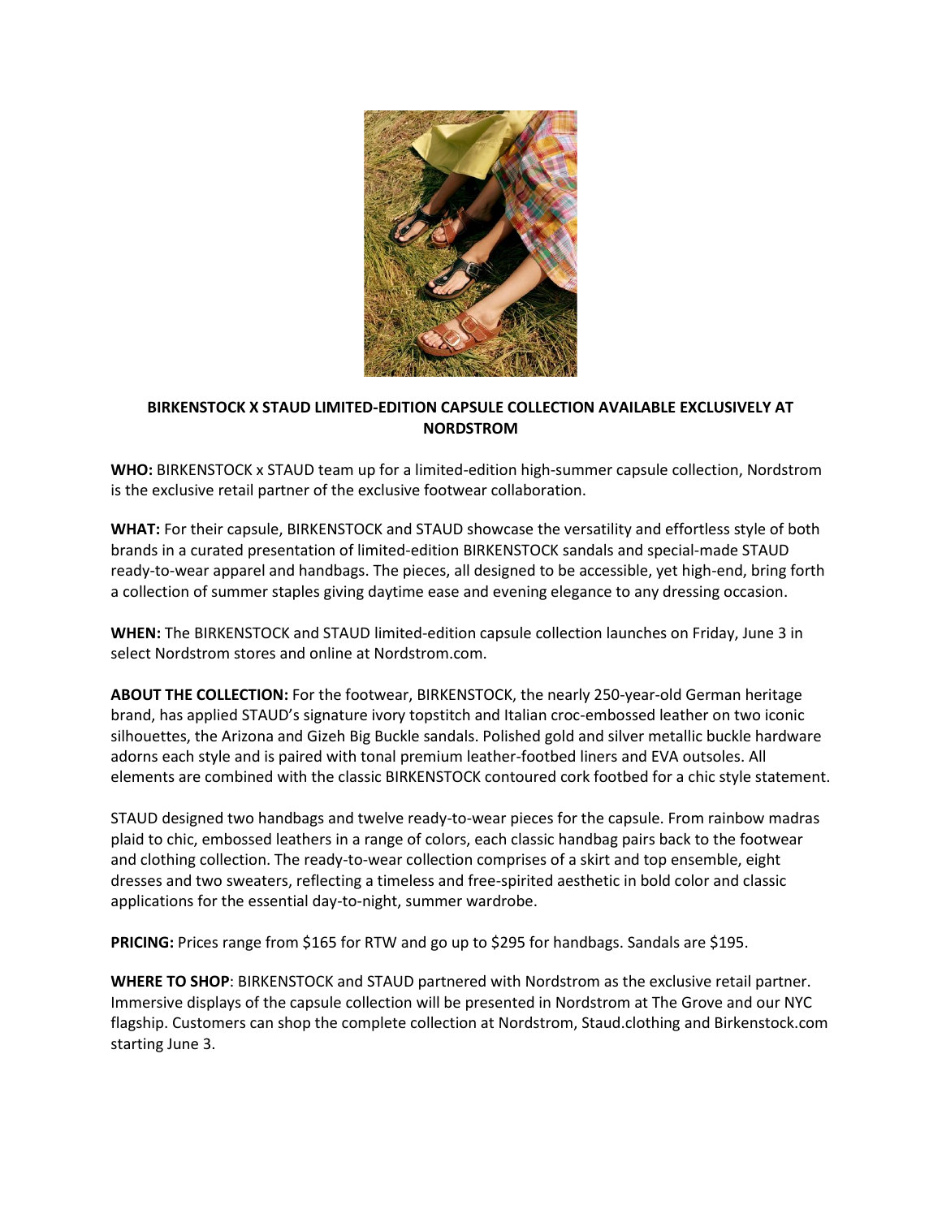**BIRKENSTOCK X STAUD LIMITED-EDITION CAPSULE COLLECTION AVAILABLE EXCLUSIVELY AT NORDSTROM**

**WHO:** BIRKENSTOCK x STAUD team up for a limited-edition high-summer capsule collection, Nordstrom is the exclusive retail partner of the exclusive footwear collaboration.

**WHAT:** For their capsule, BIRKENSTOCK and STAUD showcase the versatility and effortless style of both brands in a curated presentation of limited-edition BIRKENSTOCK sandals and special-made STAUD ready-to-wear apparel and handbags. The pieces, all designed to be accessible, yet high-end, bring forth a collection of summer staples giving daytime ease and evening elegance to any dressing occasion.

**WHEN:** The BIRKENSTOCK and STAUD limited-edition capsule collection launches on Friday, June 3 in select Nordstrom stores and online at Nordstrom.com.

**ABOUT THE COLLECTION:** For the footwear, BIRKENSTOCK, the nearly 250-year-old German heritage brand, has applied STAUD's signature ivory topstitch and Italian croc-embossed leather on two iconic silhouettes, the Arizona and Gizeh Big Buckle sandals. Polished gold and silver metallic buckle hardware adorns each style and is paired with tonal premium leather-footbed liners and EVA outsoles. All elements are combined with the classic BIRKENSTOCK contoured cork footbed for a chic style statement.

STAUD designed two handbags and twelve ready-to-wear pieces for the capsule. From rainbow madras plaid to chic, embossed leathers in a range of colors, each classic handbag pairs back to the footwear and clothing collection. The ready-to-wear collection comprises of a skirt and top ensemble, eight dresses and two sweaters, reflecting a timeless and free-spirited aesthetic in bold color and classic applications for the essential day-to-night, summer wardrobe.

**PRICING:** Prices range from $165 for RTW and go up to $295 for handbags. Sandals are $195.

**WHERE TO SHOP**: BIRKENSTOCK and STAUD partnered with Nordstrom as the exclusive retail partner. Immersive displays of the capsule collection will be presented in Nordstrom at The Grove and our NYC flagship. Customers can shop the complete collection at Nordstrom, Staud.clothing and Birkenstock.com starting June 3.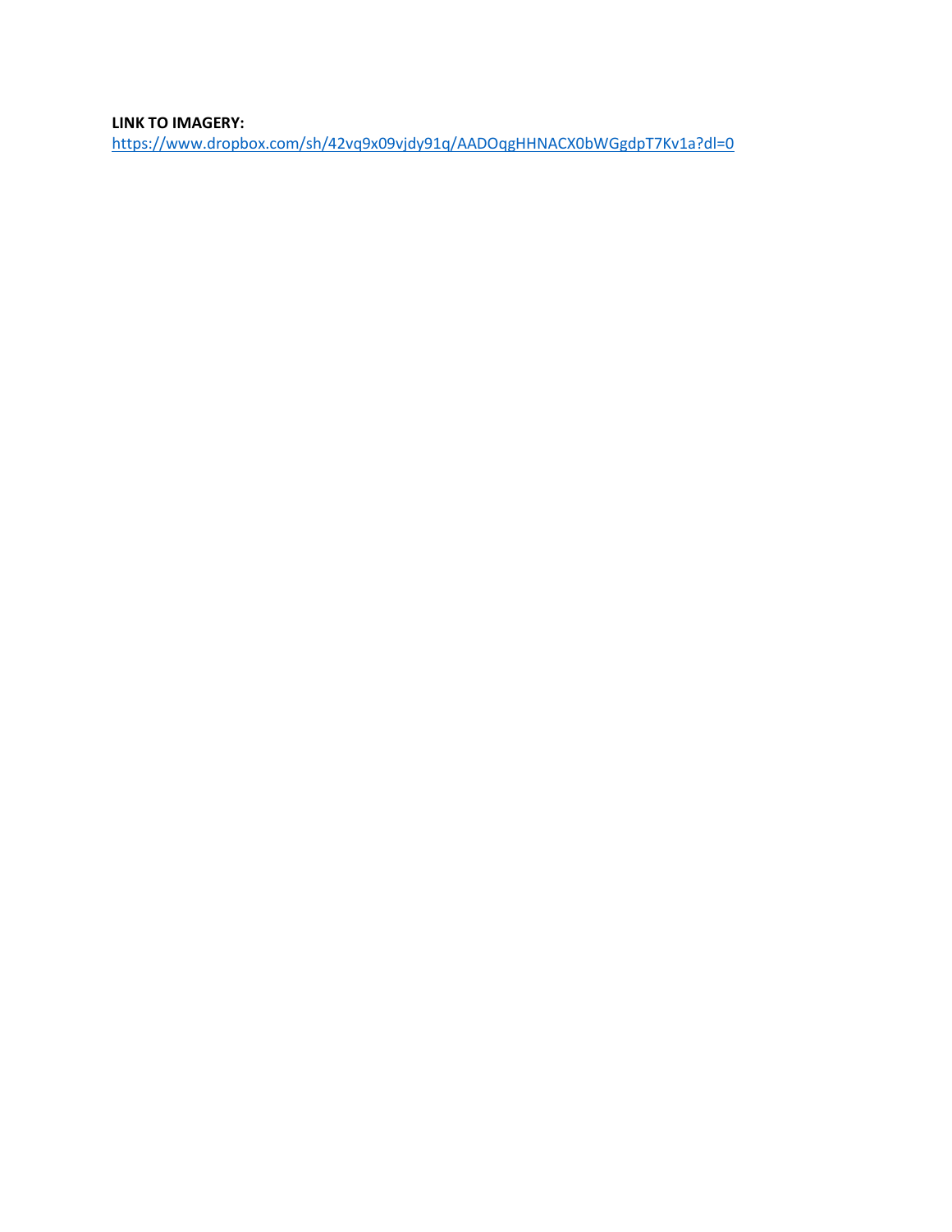**LINK TO IMAGERY:**
https://www.dropbox.com/sh/42vq9x09vjdy91q/AADOqgHHNACX0bWGgdpT7Kv1a?dl=0